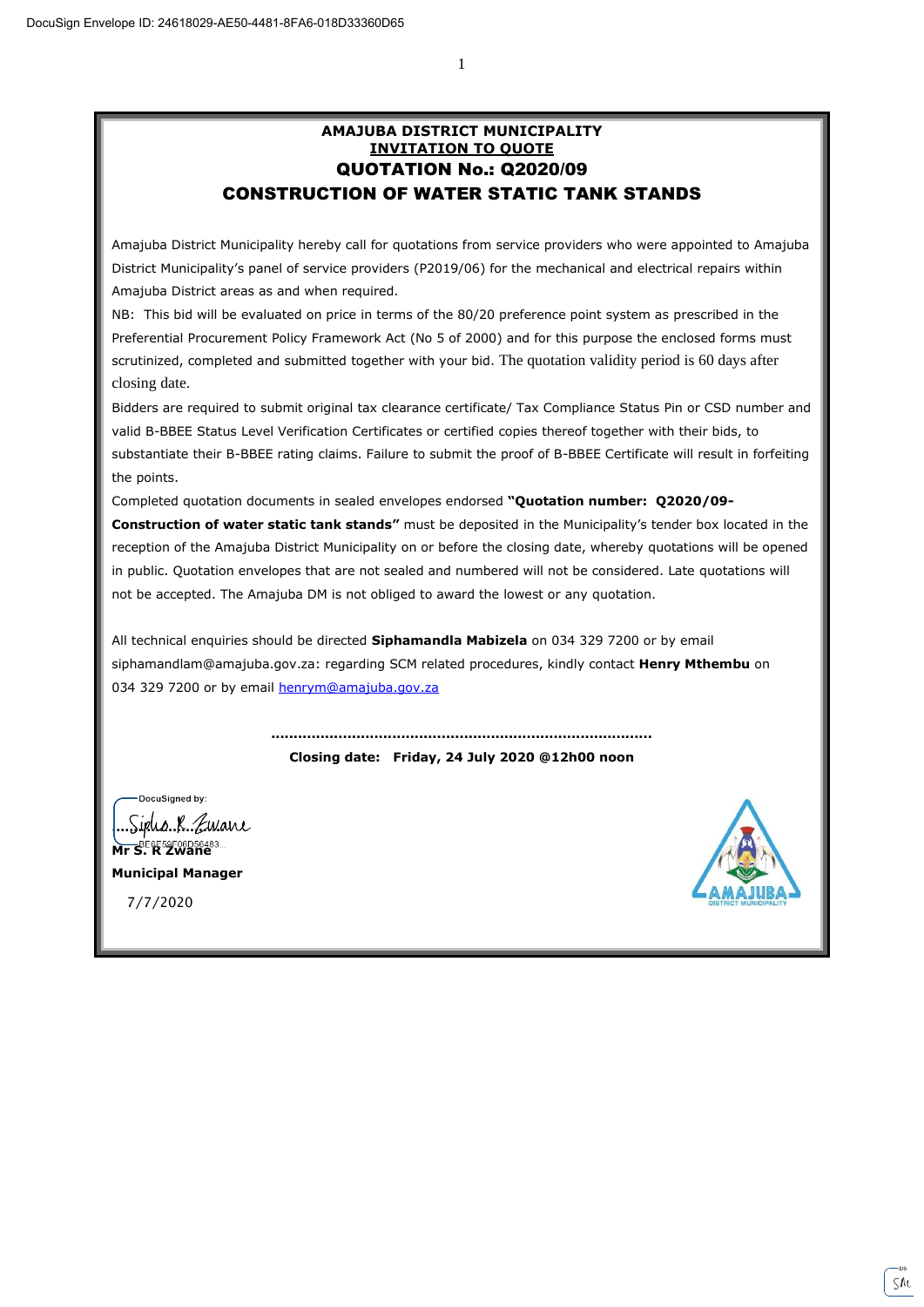DocuSign Envelope ID: 24618029-AE50-4481-8FA6-018D33360D65

**AMAJUBA DISTRICT MUNICIPALITY**

**INVITATION TO QUOTE**

## QUOTATION No.: Q2020/09

## CONSTRUCTION OF WATER STATIC TANK STANDS

Amajuba District Municipality hereby call for quotations from service providers who were appointed to Amajuba District Municipality's panel of service providers (P2019/06) for the mechanical and electrical repairs within Amajuba District areas as and when required.

NB: This bid will be evaluated on price in terms of the 80/20 preference point system as prescribed in the Preferential Procurement Policy Framework Act (No 5 of 2000) and for this purpose the enclosed forms must scrutinized, completed and submitted together with your bid. The quotation validity period is 60 days after closing date.

Bidders are required to submit original tax clearance certificate/ Tax Compliance Status Pin or CSD number and valid B-BBEE Status Level Verification Certificates or certified copies thereof together with their bids, to substantiate their B-BBEE rating claims. Failure to submit the proof of B-BBEE Certificate will result in forfeiting the points.

Completed quotation documents in sealed envelopes endorsed **"Quotation number: Q2020/09-Construction of water static tank stands"** must be deposited in the Municipality's tender box located in the reception of the Amajuba District Municipality on or before the closing date, whereby quotations will be opened in public. Quotation envelopes that are not sealed and numbered will not be considered. Late quotations will not be accepted. The Amajuba DM is not obliged to award the lowest or any quotation.

All technical enquiries should be directed **Siphamandla Mabizela** on 034 329 7200 or by email siphamandlam@amajuba.gov.za: regarding SCM related procedures, kindly contact **Henry Mthembu** on 034 329 7200 or by email henrym@amajuba.gov.za

..................................................................................

**Closing date: Friday, 24 July 2020 @12h00 noon**

DocuSigned by:

Sipho R Zwane

BE6E59F06D56483...

**Mr S. R Zwane**

**Municipal Manager**

7/7/2020

AMAJUBA DISTRICT MUNICIPALITY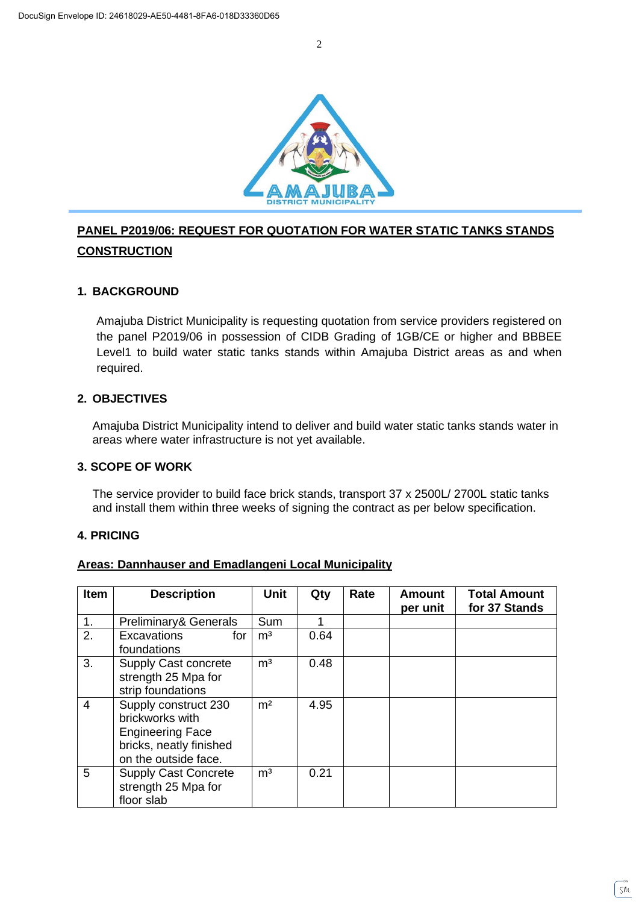## PANEL P2019/06: REQUEST FOR QUOTATION FOR WATER STATIC TANKS STANDS CONSTRUCTION

### 1. BACKGROUND

Amajuba District Municipality is requesting quotation from service providers registered on the panel P2019/06 in possession of CIDB Grading of 1GB/CE or higher and BBBEE Level1 to build water static tanks stands within Amajuba District areas as and when required.

### 2. OBJECTIVES

Amajuba District Municipality intend to deliver and build water static tanks stands water in areas where water infrastructure is not yet available.

### 3. SCOPE OF WORK

The service provider to build face brick stands, transport 37 x 2500L/ 2700L static tanks and install them within three weeks of signing the contract as per below specification.

### 4. PRICING

**Areas: Dannhauser and Emadlangeni Local Municipality**

| Item | Description | Unit | Qty | Rate | Amount per unit | Total Amount for 37 Stands |
|---|---|---|---|---|---|---|
| 1. | Preliminary& Generals | Sum | 1 | | | |
| 2. | Excavations for foundations | $m^3$ | 0.64 | | | |
| 3. | Supply Cast concrete strength 25 Mpa for strip foundations | $m^3$ | 0.48 | | | |
| 4 | Supply construct 230 brickworks with Engineering Face bricks, neatly finished on the outside face. | $m^2$ | 4.95 | | | |
| 5 | Supply Cast Concrete strength 25 Mpa for floor slab | $m^3$ | 0.21 | | | |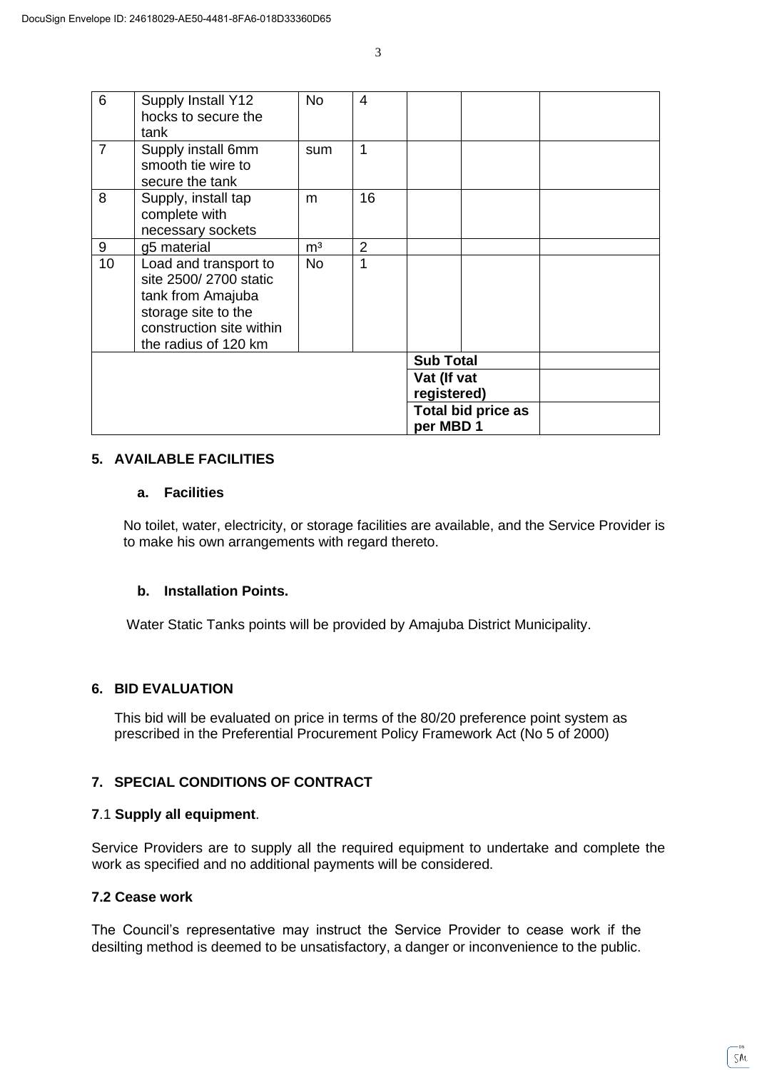| 6 | Supply Install Y12 hocks to secure the tank | No | 4 | | | |
|---|---|---|---|---|---|---|
| 7 | Supply install 6mm smooth tie wire to secure the tank | sum | 1 | | | |
| 8 | Supply, install tap complete with necessary sockets | m | 16 | | | |
| 9 | g5 material | m³ | 2 | | | |
| 10 | Load and transport to site 2500/ 2700 static tank from Amajuba storage site to the construction site within the radius of 120 km | No | 1 | | | |
| | | | | **Sub Total** | | |
| | | | | **Vat (If vat registered)** | | |
| | | | | **Total bid price as per MBD 1** | | |

## 5. AVAILABLE FACILITIES

### a. Facilities

No toilet, water, electricity, or storage facilities are available, and the Service Provider is to make his own arrangements with regard thereto.

### b. Installation Points.

Water Static Tanks points will be provided by Amajuba District Municipality.

## 6. BID EVALUATION

This bid will be evaluated on price in terms of the 80/20 preference point system as prescribed in the Preferential Procurement Policy Framework Act (No 5 of 2000)

## 7. SPECIAL CONDITIONS OF CONTRACT

**7**.1 **Supply all equipment**.

Service Providers are to supply all the required equipment to undertake and complete the work as specified and no additional payments will be considered.

**7.2 Cease work**

The Council's representative may instruct the Service Provider to cease work if the desilting method is deemed to be unsatisfactory, a danger or inconvenience to the public.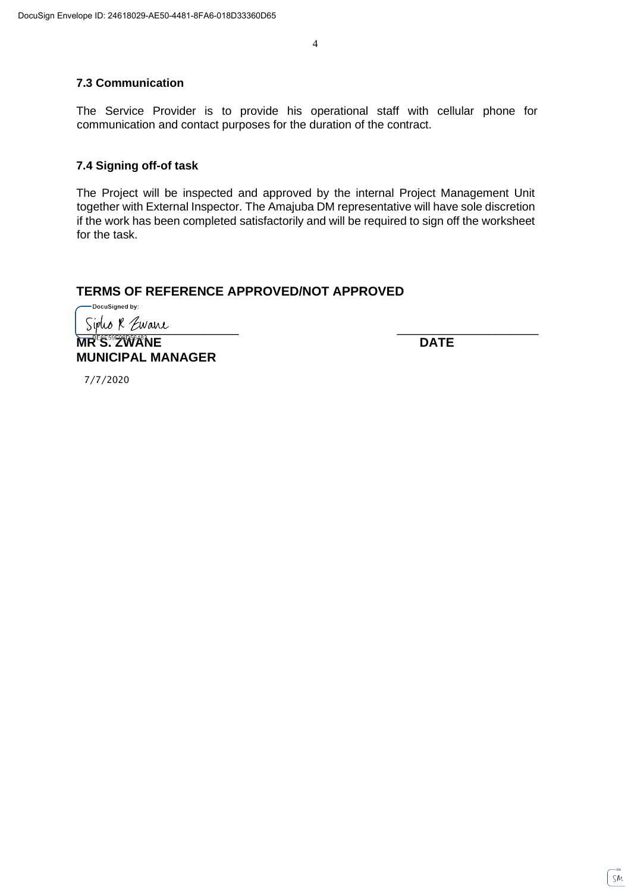### 7.3 Communication

The Service Provider is to provide his operational staff with cellular phone for communication and contact purposes for the duration of the contract.

### 7.4 Signing off-of task

The Project will be inspected and approved by the internal Project Management Unit together with External Inspector. The Amajuba DM representative will have sole discretion if the work has been completed satisfactorily and will be required to sign off the worksheet for the task.

## TERMS OF REFERENCE APPROVED/NOT APPROVED

DocuSigned by:

Sipho R Zwane

______________________________ ______________________

**MR S. ZWANE** **DATE**

**MUNICIPAL MANAGER**

7/7/2020